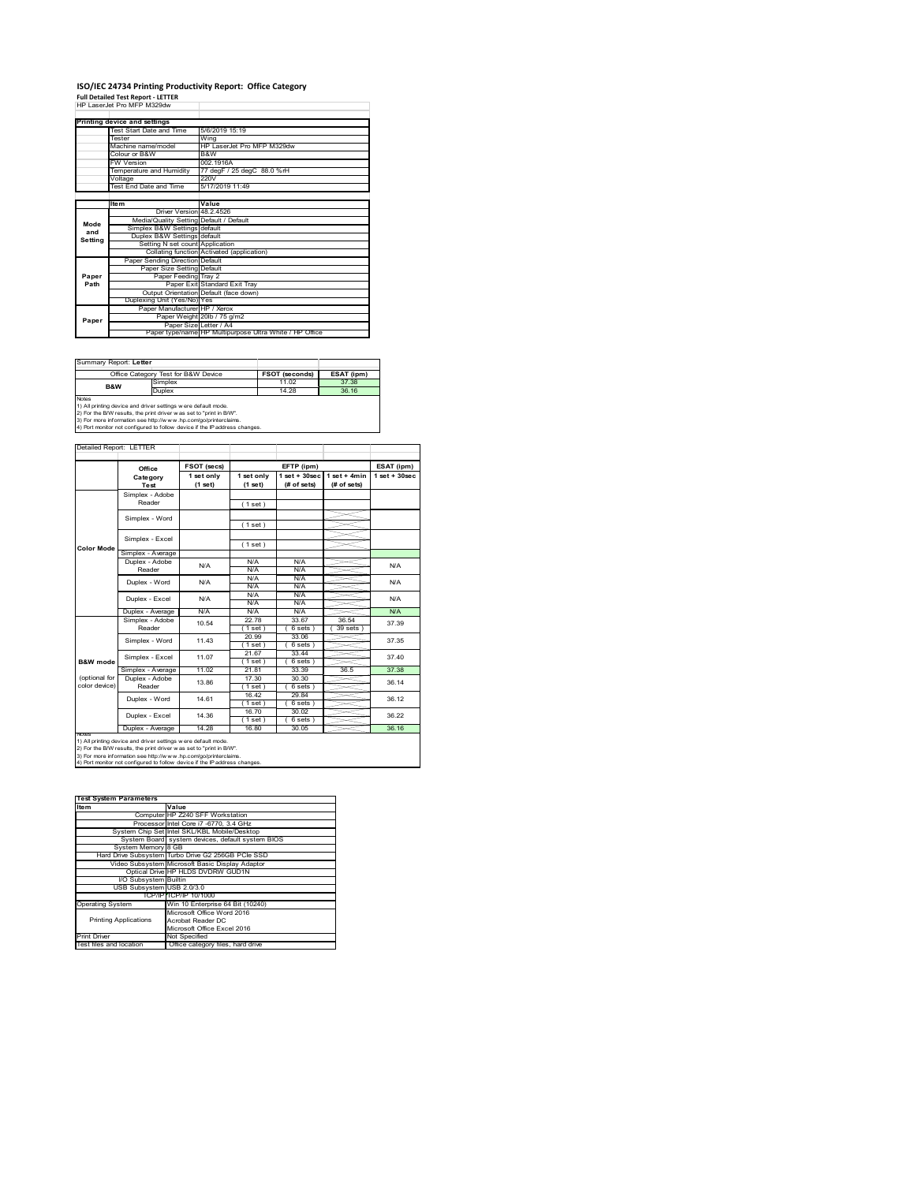# ISO/IEC 24734 Printing Productivity Report: Office Category

**Full Detailed Test Report - LETTER**

HP LaserJet Pro MFP M329dw

| Printing device and settings | |
|---|---|
| Test Start Date and Time | 5/6/2019 15:19 |
| Tester | Wing |
| Machine name/model | HP LaserJet Pro MFP M329dw |
| Colour or B&W | B&W |
| FW Version | 002.1916A |
| Temperature and Humidity | 77 degF / 25 degC 88.0 %rH |
| Voltage | 220V |
| Test End Date and Time | 5/17/2019 11:49 |

| | Item | Value |
|---|---|---|
| Mode and Setting | Driver Version | 48.2.4526 |
| | Media/Quality Setting | Default / Default |
| | Simplex B&W Settings | default |
| | Duplex B&W Settings | default |
| | Setting N set count | Application |
| | Collating function | Activated (application) |
| Paper Path | Paper Sending Direction | Default |
| | Paper Size Setting | Default |
| | Paper Feeding | Tray 2 |
| | Paper Exit | Standard Exit Tray |
| | Output Orientation | Default (face down) |
| | Duplexing Unit (Yes/No) | Yes |
| Paper | Paper Manufacturer | HP / Xerox |
| | Paper Weight | 20lb / 75 g/m2 |
| | Paper Size | Letter / A4 |
| | Paper type/name | HP Multipurpose Ultra White / HP Office |

Summary Report: **Letter**

| Office Category Test for B&W Device | | FSOT (seconds) | ESAT (ipm) |
|---|---|---|---|
| B&W | Simplex | 11.02 | 37.38 |
| | Duplex | 14.28 | 36.16 |

Notes
1) All printing device and driver settings were default mode.
2) For the B/W results, the print driver was set to "print in B/W".
3) For more information see http://www.hp.com/go/printerclaims.
4) Port monitor not configured to follow device if the IP address changes.

Detailed Report: LETTER

| | Office Category Test | FSOT (secs) 1 set only (1 set) | EFTP (ipm) 1 set only (1 set) | EFTP (ipm) 1 set + 30sec (# of sets) | EFTP (ipm) 1 set + 4min (# of sets) | ESAT (ipm) 1 set + 30sec |
|---|---|---|---|---|---|---|
| Color Mode | Simplex - Adobe Reader | | (1 set) | | | |
| | Simplex - Word | | (1 set) | | | |
| | Simplex - Excel | | (1 set) | | | |
| | Simplex - Average | | | | | |
| | Duplex - Adobe Reader | N/A | N/A N/A | N/A N/A | | N/A |
| | Duplex - Word | N/A | N/A N/A | N/A N/A | | N/A |
| | Duplex - Excel | N/A | N/A N/A | N/A N/A | | N/A |
| | Duplex - Average | N/A | N/A | N/A | | N/A |
| B&W mode (optional for color device) | Simplex - Adobe Reader | 10.54 | 22.78 (1 set) | 33.67 (6 sets) | 36.54 (39 sets) | 37.39 |
| | Simplex - Word | 11.43 | 20.99 (1 set) | 33.06 (6 sets) | | 37.35 |
| | Simplex - Excel | 11.07 | 21.67 (1 set) | 33.44 (6 sets) | | 37.40 |
| | Simplex - Average | 11.02 | 21.81 | 33.39 | 36.5 | 37.38 |
| | Duplex - Adobe Reader | 13.86 | 17.30 (1 set) | 30.30 (6 sets) | | 36.14 |
| | Duplex - Word | 14.61 | 16.42 (1 set) | 29.84 (6 sets) | | 36.12 |
| | Duplex - Excel | 14.36 | 16.70 (1 set) | 30.02 (6 sets) | | 36.22 |
| | Duplex - Average | 14.28 | 16.80 | 30.05 | | 36.16 |

Notes
1) All printing device and driver settings were default mode.
2) For the B/W results, the print driver was set to "print in B/W".
3) For more information see http://www.hp.com/go/printerclaims.
4) Port monitor not configured to follow device if the IP address changes.

| Test System Parameters | |
|---|---|
| **Item** | **Value** |
| Computer | HP Z240 SFF Workstation |
| Processor | Intel Core i7 -6770, 3.4 GHz |
| System Chip Set | Intel SKL/KBL Mobile/Desktop |
| System Board | system devices, default system BIOS |
| System Memory | 8 GB |
| Hard Drive Subsystem | Turbo Drive G2 256GB PCIe SSD |
| Video Subsystem | Microsoft Basic Display Adaptor |
| Optical Drive | HP HLDS DVDRW GUD1N |
| I/O Subsystem | Builtin |
| USB Subsystem | USB 2.0/3.0 |
| TCP/IP | TCP/IP 10/1000 |
| Operating System | Win 10 Enterprise 64 Bit (10240) |
| Printing Applications | Microsoft Office Word 2016<br>Acrobat Reader DC<br>Microsoft Office Excel 2016 |
| Print Driver | Not Specified |
| Test files and location | Office category files, hard drive |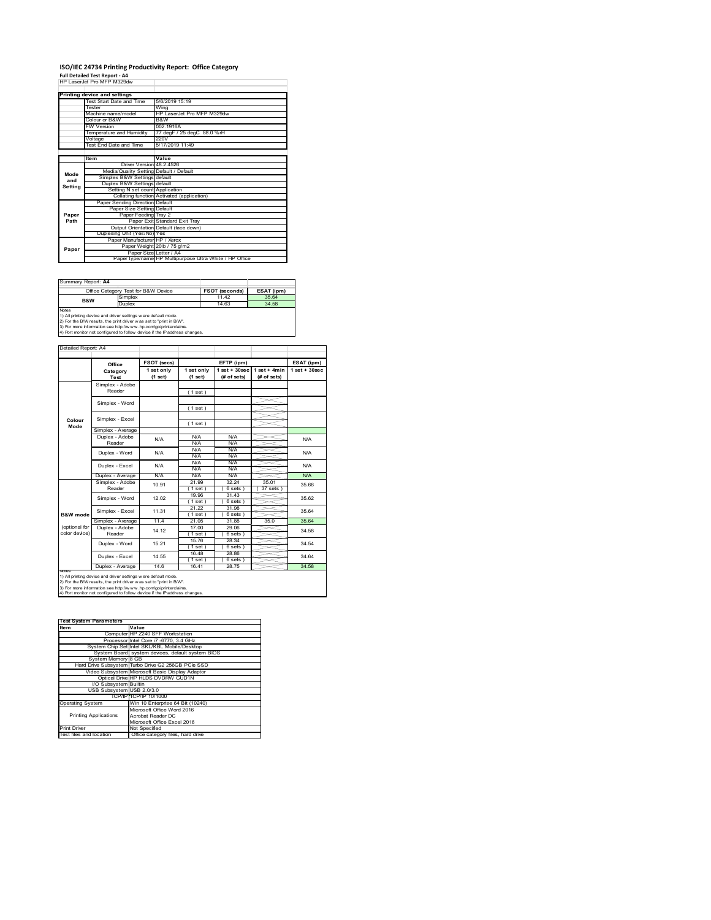# ISO/IEC 24734 Printing Productivity Report: Office Category

**Full Detailed Test Report - A4**

HP LaserJet Pro MFP M329dw

| Printing device and settings | |
|---|---|
| Test Start Date and Time | 5/6/2019 15:19 |
| Tester | Wing |
| Machine name/model | HP LaserJet Pro MFP M329dw |
| Colour or B&W | B&W |
| FW Version | 002.1916A |
| Temperature and Humidity | 77 degF / 25 degC 88.0 %rH |
| Voltage | 220V |
| Test End Date and Time | 5/17/2019 11:49 |

| | Item | Value |
|---|---|---|
| Mode and Setting | Driver Version | 48.2.4526 |
| | Media/Quality Setting | Default / Default |
| | Simplex B&W Settings | default |
| | Duplex B&W Settings | default |
| | Setting N set count | Application |
| | Collating function | Activated (application) |
| Paper Path | Paper Sending Direction | Default |
| | Paper Size Setting | Default |
| | Paper Feeding | Tray 2 |
| | Paper Exit | Standard Exit Tray |
| | Output Orientation | Default (face down) |
| | Duplexing Unit (Yes/No) | Yes |
| Paper | Paper Manufacturer | HP / Xerox |
| | Paper Weight | 20lb / 75 g/m2 |
| | Paper Size | Letter / A4 |
| | Paper type/name | HP Multipurpose Ultra White / HP Office |

Summary Report: **A4**

| Office Category Test for B&W Device | | FSOT (seconds) | ESAT (ipm) |
|---|---|---|---|
| B&W | Simplex | 11.42 | 35.64 |
| | Duplex | 14.63 | 34.58 |

Notes
1) All printing device and driver settings were default mode.
2) For the B/W results, the print driver was set to "print in B/W".
3) For more information see http://www.hp.com/go/printerclaims.
4) Port monitor not configured to follow device if the IP address changes.

Detailed Report: A4

| | Office Category Test | FSOT (secs) 1 set only (1 set) | EFTP (ipm) 1 set only (1 set) | EFTP (ipm) 1 set + 30sec (# of sets) | EFTP (ipm) 1 set + 4min (# of sets) | ESAT (ipm) 1 set + 30sec |
|---|---|---|---|---|---|---|
| Colour Mode | Simplex - Adobe Reader | | (1 set) | | | |
| | Simplex - Word | | (1 set) | | | |
| | Simplex - Excel | | (1 set) | | | |
| | Simplex - Average | | | | | |
| | Duplex - Adobe Reader | N/A | N/A<br>N/A | N/A<br>N/A | | N/A |
| | Duplex - Word | N/A | N/A<br>N/A | N/A<br>N/A | | N/A |
| | Duplex - Excel | N/A | N/A<br>N/A | N/A<br>N/A | | N/A |
| | Duplex - Average | N/A | N/A | N/A | | N/A |
| B&W mode (optional for color device) | Simplex - Adobe Reader | 10.91 | 21.99<br>(1 set) | 32.24<br>(6 sets) | 35.01<br>(37 sets) | 35.66 |
| | Simplex - Word | 12.02 | 19.96<br>(1 set) | 31.43<br>(6 sets) | | 35.62 |
| | Simplex - Excel | 11.31 | 21.22<br>(1 set) | 31.98<br>(6 sets) | | 35.64 |
| | Simplex - Average | 11.4 | 21.05 | 31.88 | 35.0 | 35.64 |
| | Duplex - Adobe Reader | 14.12 | 17.00<br>(1 set) | 29.06<br>(6 sets) | | 34.58 |
| | Duplex - Word | 15.21 | 15.76<br>(1 set) | 28.34<br>(6 sets) | | 34.54 |
| | Duplex - Excel | 14.55 | 16.48<br>(1 set) | 28.86<br>(6 sets) | | 34.64 |
| | Duplex - Average | 14.6 | 16.41 | 28.75 | | 34.58 |

Notes
1) All printing device and driver settings were default mode.
2) For the B/W results, the print driver was set to "print in B/W".
3) For more information see http://www.hp.com/go/printerclaims.
4) Port monitor not configured to follow device if the IP address changes.

| Test System Parameters | |
|---|---|
| **Item** | **Value** |
| Computer | HP Z240 SFF Workstation |
| Processor | Intel Core i7 -6770, 3.4 GHz |
| System Chip Set | Intel SKL/KBL Mobile/Desktop |
| System Board | system devices, default system BIOS |
| System Memory | 8 GB |
| Hard Drive Subsystem | Turbo Drive G2 256GB PCIe SSD |
| Video Subsystem | Microsoft Basic Display Adaptor |
| Optical Drive | HP HLDS DVDRW GUD1N |
| I/O Subsystem | Builtin |
| USB Subsystem | USB 2.0/3.0 |
| TCP/IP | TCP/IP 10/1000 |
| Operating System | Win 10 Enterprise 64 Bit (10240) |
| Printing Applications | Microsoft Office Word 2016<br>Acrobat Reader DC<br>Microsoft Office Excel 2016 |
| Print Driver | Not Specified |
| Test files and location | Office category files, hard drive |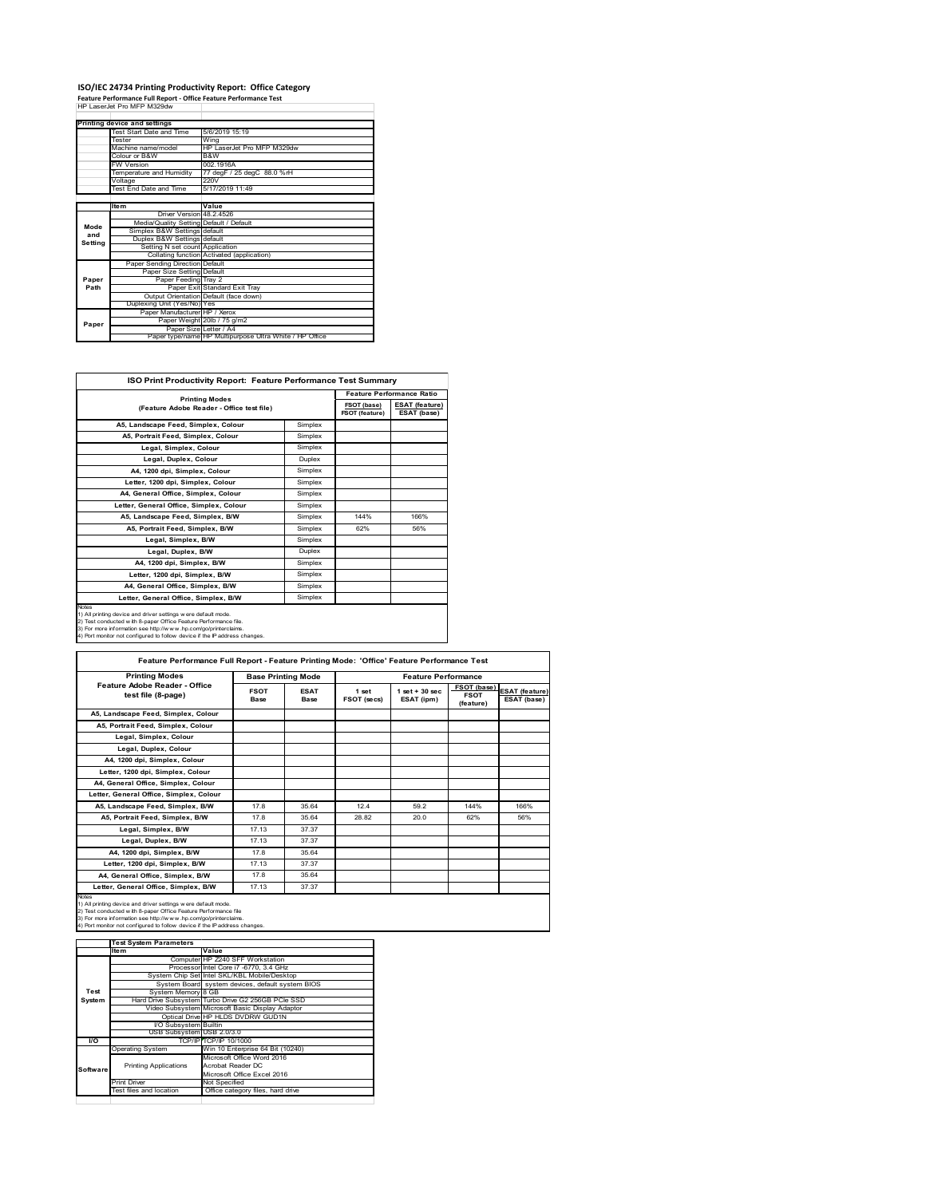# ISO/IEC 24734 Printing Productivity Report: Office Category

**Feature Performance Full Report - Office Feature Performance Test**

HP LaserJet Pro MFP M329dw

| Printing device and settings | | |
|---|---|---|
| | Test Start Date and Time | 5/6/2019 15:19 |
| | Tester | Wing |
| | Machine name/model | HP LaserJet Pro MFP M329dw |
| | Colour or B&W | B&W |
| | FW Version | 002.1916A |
| | Temperature and Humidity | 77 degF / 25 degC 88.0 %rH |
| | Voltage | 220V |
| | Test End Date and Time | 5/17/2019 11:49 |

| | Item | Value |
|---|---|---|
| Mode and Setting | Driver Version | 48.2.4526 |
| | Media/Quality Setting | Default / Default |
| | Simplex B&W Settings | default |
| | Duplex B&W Settings | default |
| | Setting N set count | Application |
| | Collating function | Activated (application) |
| Paper Path | Paper Sending Direction | Default |
| | Paper Size Setting | Default |
| | Paper Feeding | Tray 2 |
| | Paper Exit | Standard Exit Tray |
| | Output Orientation | Default (face down) |
| | Duplexing Unit (Yes/No) | Yes |
| Paper | Paper Manufacturer | HP / Xerox |
| | Paper Weight | 20lb / 75 g/m2 |
| | Paper Size | Letter / A4 |
| | Paper type/name | HP Multipurpose Ultra White / HP Office |

## ISO Print Productivity Report: Feature Performance Test Summary

| Printing Modes (Feature Adobe Reader - Office test file) | | Feature Performance Ratio FSOT (base) / FSOT (feature) | ESAT (feature) / ESAT (base) |
|---|---|---|---|
| A5, Landscape Feed, Simplex, Colour | Simplex | | |
| A5, Portrait Feed, Simplex, Colour | Simplex | | |
| Legal, Simplex, Colour | Simplex | | |
| Legal, Duplex, Colour | Duplex | | |
| A4, 1200 dpi, Simplex, Colour | Simplex | | |
| Letter, 1200 dpi, Simplex, Colour | Simplex | | |
| A4, General Office, Simplex, Colour | Simplex | | |
| Letter, General Office, Simplex, Colour | Simplex | | |
| A5, Landscape Feed, Simplex, B/W | Simplex | 144% | 166% |
| A5, Portrait Feed, Simplex, B/W | Simplex | 62% | 56% |
| Legal, Simplex, B/W | Simplex | | |
| Legal, Duplex, B/W | Duplex | | |
| A4, 1200 dpi, Simplex, B/W | Simplex | | |
| Letter, 1200 dpi, Simplex, B/W | Simplex | | |
| A4, General Office, Simplex, B/W | Simplex | | |
| Letter, General Office, Simplex, B/W | Simplex | | |

Notes
1) All printing device and driver settings were default mode.
2) Test conducted with 8-paper Office Feature Performance file.
3) For more information see http://www.hp.com/go/printerclaims.
4) Port monitor not configured to follow device if the IP address changes.

## Feature Performance Full Report - Feature Printing Mode: 'Office' Feature Performance Test

| Printing Modes Feature Adobe Reader - Office test file (8-page) | Base Printing Mode | | Feature Performance | | | |
|---|---|---|---|---|---|---|
| | FSOT Base | ESAT Base | 1 set FSOT (secs) | 1 set + 30 sec ESAT (ipm) | FSOT (base) / FSOT (feature) | ESAT (feature) / ESAT (base) |
| A5, Landscape Feed, Simplex, Colour | | | | | | |
| A5, Portrait Feed, Simplex, Colour | | | | | | |
| Legal, Simplex, Colour | | | | | | |
| Legal, Duplex, Colour | | | | | | |
| A4, 1200 dpi, Simplex, Colour | | | | | | |
| Letter, 1200 dpi, Simplex, Colour | | | | | | |
| A4, General Office, Simplex, Colour | | | | | | |
| Letter, General Office, Simplex, Colour | | | | | | |
| A5, Landscape Feed, Simplex, B/W | 17.8 | 35.64 | 12.4 | 59.2 | 144% | 166% |
| A5, Portrait Feed, Simplex, B/W | 17.8 | 35.64 | 28.82 | 20.0 | 62% | 56% |
| Legal, Simplex, B/W | 17.13 | 37.37 | | | | |
| Legal, Duplex, B/W | 17.13 | 37.37 | | | | |
| A4, 1200 dpi, Simplex, B/W | 17.8 | 35.64 | | | | |
| Letter, 1200 dpi, Simplex, B/W | 17.13 | 37.37 | | | | |
| A4, General Office, Simplex, B/W | 17.8 | 35.64 | | | | |
| Letter, General Office, Simplex, B/W | 17.13 | 37.37 | | | | |

Notes
1) All printing device and driver settings were default mode.
2) Test conducted with 8-paper Office Feature Performance file
3) For more information see http://www.hp.com/go/printerclaims.
4) Port monitor not configured to follow device if the IP address changes.

| Test System Parameters | | |
|---|---|---|
| | Item | Value |
| Test System | Computer | HP Z240 SFF Workstation |
| | Processor | Intel Core i7 -6770, 3.4 GHz |
| | System Chip Set | Intel SKL/KBL Mobile/Desktop |
| | System Board | system devices, default system BIOS |
| | System Memory | 8 GB |
| | Hard Drive Subsystem | Turbo Drive G2 256GB PCIe SSD |
| | Video Subsystem | Microsoft Basic Display Adaptor |
| | Optical Drive | HP HLDS DVDRW GUD1N |
| | I/O Subsystem | Builtin |
| | USB Subsystem | USB 2.0/3.0 |
| I/O | TCP/IP | TCP/IP 10/1000 |
| Software | Operating System | Win 10 Enterprise 64 Bit (10240) |
| | Printing Applications | Microsoft Office Word 2016<br>Acrobat Reader DC<br>Microsoft Office Excel 2016 |
| | Print Driver | Not Specified |
| | Test files and location | Office category files, hard drive |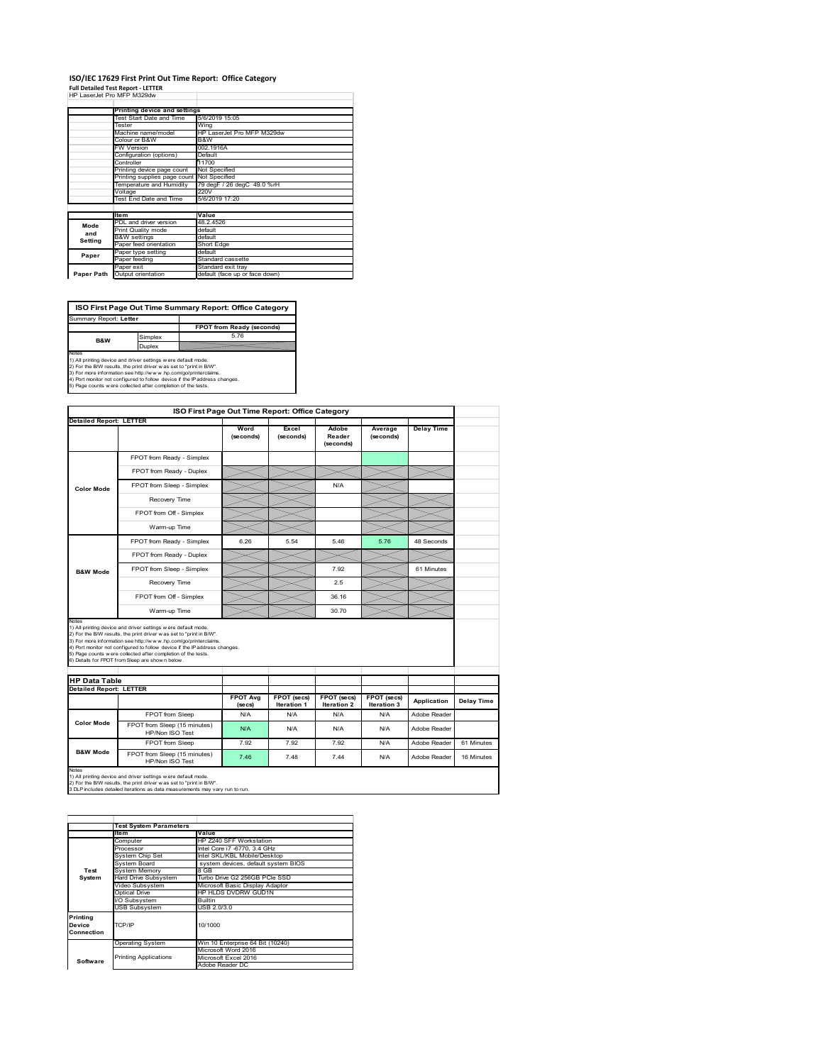# ISO/IEC 17629 First Print Out Time Report: Office Category

**Full Detailed Test Report - LETTER**

HP LaserJet Pro MFP M329dw

| | Printing device and settings | |
|---|---|---|
| | Test Start Date and Time | 5/6/2019 15:05 |
| | Tester | Wing |
| | Machine name/model | HP LaserJet Pro MFP M329dw |
| | Colour or B&W | B&W |
| | FW Version | 002.1916A |
| | Configuration (options) | Default |
| | Controller | 11700 |
| | Printing device page count | Not Specified |
| | Printing supplies page count | Not Specified |
| | Temperature and Humidity | 79 degF / 26 degC 49.0 %rH |
| | Voltage | 220V |
| | Test End Date and Time | 5/6/2019 17:20 |

| | Item | Value |
|---|---|---|
| Mode and Setting | PDL and driver version | 48.2.4526 |
| | Print Quality mode | default |
| | B&W settings | default |
| | Paper feed orientation | Short Edge |
| Paper | Paper type setting | default |
| | Paper feeding | Standard cassette |
| | Paper exit | Standard exit tray |
| Paper Path | Output orientation | default (face up or face down) |

## ISO First Page Out Time Summary Report: Office Category

Summary Report: **Letter**

| | | FPOT from Ready (seconds) |
|---|---|---|
| B&W | Simplex | 5.76 |
| | Duplex | |

Notes
1) All printing device and driver settings were default mode.
2) For the B/W results, the print driver was set to "print in B/W".
3) For more information see http://www.hp.com/go/printerclaims.
4) Port monitor not configured to follow device if the IP address changes.
5) Page counts were collected after completion of the tests.

## ISO First Page Out Time Report: Office Category

**Detailed Report: LETTER**

| | | Word (seconds) | Excel (seconds) | Adobe Reader (seconds) | Average (seconds) | Delay Time |
|---|---|---|---|---|---|---|
| Color Mode | FPOT from Ready - Simplex | | | | | |
| | FPOT from Ready - Duplex | | | | | |
| | FPOT from Sleep - Simplex | | | N/A | | |
| | Recovery Time | | | | | |
| | FPOT from Off - Simplex | | | | | |
| | Warm-up Time | | | | | |
| B&W Mode | FPOT from Ready - Simplex | 6.26 | 5.54 | 5.46 | 5.76 | 48 Seconds |
| | FPOT from Ready - Duplex | | | | | |
| | FPOT from Sleep - Simplex | | | 7.92 | | 61 Minutes |
| | Recovery Time | | | 2.5 | | |
| | FPOT from Off - Simplex | | | 36.16 | | |
| | Warm-up Time | | | 30.70 | | |

Notes
1) All printing device and driver settings were default mode.
2) For the B/W results, the print driver was set to "print in B/W".
3) For more information see http://www.hp.com/go/printerclaims.
4) Port monitor not configured to follow device if the IP address changes.
5) Page counts were collected after completion of the tests.
6) Details for FPOT from Sleep are shown below.

## HP Data Table

**Detailed Report: LETTER**

| | | FPOT Avg (secs) | FPOT (secs) Iteration 1 | FPOT (secs) Iteration 2 | FPOT (secs) Iteration 3 | Application | Delay Time |
|---|---|---|---|---|---|---|---|
| Color Mode | FPOT from Sleep | N/A | N/A | N/A | N/A | Adobe Reader | |
| | FPOT from Sleep (15 minutes) HP/Non ISO Test | N/A | N/A | N/A | N/A | Adobe Reader | |
| B&W Mode | FPOT from Sleep | 7.92 | 7.92 | 7.92 | N/A | Adobe Reader | 61 Minutes |
| | FPOT from Sleep (15 minutes) HP/Non ISO Test | 7.46 | 7.48 | 7.44 | N/A | Adobe Reader | 16 Minutes |

Notes
1) All printing device and driver settings were default mode.
2) For the B/W results, the print driver was set to "print in B/W".
3 DLP includes detailed iterations as data measurements may vary run to run.

| | Test System Parameters | |
|---|---|---|
| | Item | Value |
| Test System | Computer | HP Z240 SFF Workstation |
| | Processor | Intel Core i7 -6770, 3.4 GHz |
| | System Chip Set | Intel SKL/KBL Mobile/Desktop |
| | System Board | system devices, default system BIOS |
| | System Memory | 8 GB |
| | Hard Drive Subsystem | Turbo Drive G2 256GB PCIe SSD |
| | Video Subsystem | Microsoft Basic Display Adaptor |
| | Optical Drive | HP HLDS DVDRW GUD1N |
| | I/O Subsystem | Builtin |
| | USB Subsystem | USB 2.0/3.0 |
| Printing Device Connection | TCP/IP | 10/1000 |
| Software | Operating System | Win 10 Enterprise 64 Bit (10240) |
| | Printing Applications | Microsoft Word 2016 |
| | | Microsoft Excel 2016 |
| | | Adobe Reader DC |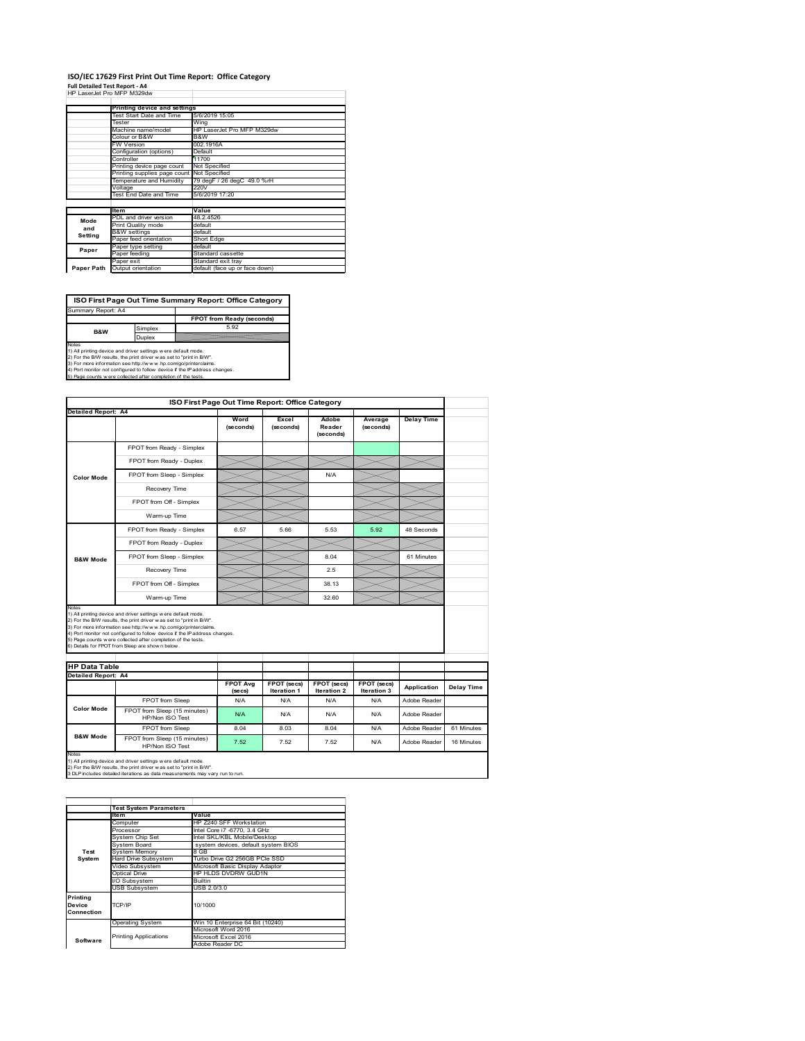# ISO/IEC 17629 First Print Out Time Report: Office Category

**Full Detailed Test Report - A4**

HP LaserJet Pro MFP M329dw

| | Printing device and settings | |
|---|---|---|
| | Test Start Date and Time | 5/6/2019 15:05 |
| | Tester | Wing |
| | Machine name/model | HP LaserJet Pro MFP M329dw |
| | Colour or B&W | B&W |
| | FW Version | 002.1916A |
| | Configuration (options) | Default |
| | Controller | 11700 |
| | Printing device page count | Not Specified |
| | Printing supplies page count | Not Specified |
| | Temperature and Humidity | 79 degF / 26 degC 49.0 %rH |
| | Voltage | 220V |
| | Test End Date and Time | 5/6/2019 17:20 |

| | Item | Value |
|---|---|---|
| Mode and Setting | PDL and driver version | 48.2.4526 |
| | Print Quality mode | default |
| | B&W settings | default |
| | Paper feed orientation | Short Edge |
| Paper | Paper type setting | default |
| | Paper feeding | Standard cassette |
| | Paper exit | Standard exit tray |
| Paper Path | Output orientation | default (face up or face down) |

## ISO First Page Out Time Summary Report: Office Category

Summary Report: A4

| | | FPOT from Ready (seconds) |
|---|---|---|
| B&W | Simplex | 5.92 |
| | Duplex | |

Notes
1) All printing device and driver settings were default mode.
2) For the B/W results, the print driver was set to "print in B/W".
3) For more information see http://www.hp.com/go/printerclaims.
4) Port monitor not configured to follow device if the IP address changes.
5) Page counts were collected after completion of the tests.

## ISO First Page Out Time Report: Office Category

Detailed Report: A4

| | | Word (seconds) | Excel (seconds) | Adobe Reader (seconds) | Average (seconds) | Delay Time |
|---|---|---|---|---|---|---|
| Color Mode | FPOT from Ready - Simplex | | | | | |
| | FPOT from Ready - Duplex | | | | | |
| | FPOT from Sleep - Simplex | | | N/A | | |
| | Recovery Time | | | | | |
| | FPOT from Off - Simplex | | | | | |
| | Warm-up Time | | | | | |
| B&W Mode | FPOT from Ready - Simplex | 6.57 | 5.66 | 5.53 | 5.92 | 48 Seconds |
| | FPOT from Ready - Duplex | | | | | |
| | FPOT from Sleep - Simplex | | | 8.04 | | 61 Minutes |
| | Recovery Time | | | 2.5 | | |
| | FPOT from Off - Simplex | | | 38.13 | | |
| | Warm-up Time | | | 32.60 | | |

Notes
1) All printing device and driver settings were default mode.
2) For the B/W results, the print driver was set to "print in B/W".
3) For more information see http://www.hp.com/go/printerclaims.
4) Port monitor not configured to follow device if the IP address changes.
5) Page counts were collected after completion of the tests.
6) Details for FPOT from Sleep are shown below.

## HP Data Table

Detailed Report: A4

| | | FPOT Avg (secs) | FPOT (secs) Iteration 1 | FPOT (secs) Iteration 2 | FPOT (secs) Iteration 3 | Application | Delay Time |
|---|---|---|---|---|---|---|---|
| Color Mode | FPOT from Sleep | N/A | N/A | N/A | N/A | Adobe Reader | |
| | FPOT from Sleep (15 minutes) HP/Non ISO Test | N/A | N/A | N/A | N/A | Adobe Reader | |
| B&W Mode | FPOT from Sleep | 8.04 | 8.03 | 8.04 | N/A | Adobe Reader | 61 Minutes |
| | FPOT from Sleep (15 minutes) HP/Non ISO Test | 7.52 | 7.52 | 7.52 | N/A | Adobe Reader | 16 Minutes |

Notes
1) All printing device and driver settings were default mode.
2) For the B/W results, the print driver was set to "print in B/W".
3 DLP includes detailed iterations as data measurements may vary run to run.

| | Test System Parameters | |
|---|---|---|
| | Item | Value |
| Test System | Computer | HP Z240 SFF Workstation |
| | Processor | Intel Core i7 -6770, 3.4 GHz |
| | System Chip Set | Intel SKL/KBL Mobile/Desktop |
| | System Board | system devices, default system BIOS |
| | System Memory | 8 GB |
| | Hard Drive Subsystem | Turbo Drive G2 256GB PCIe SSD |
| | Video Subsystem | Microsoft Basic Display Adaptor |
| | Optical Drive | HP HLDS DVDRW GUD1N |
| | I/O Subsystem | Builtin |
| | USB Subsystem | USB 2.0/3.0 |
| Printing Device Connection | TCP/IP | 10/1000 |
| Software | Operating System | Win 10 Enterprise 64 Bit (10240) |
| | Printing Applications | Microsoft Word 2016 |
| | | Microsoft Excel 2016 |
| | | Adobe Reader DC |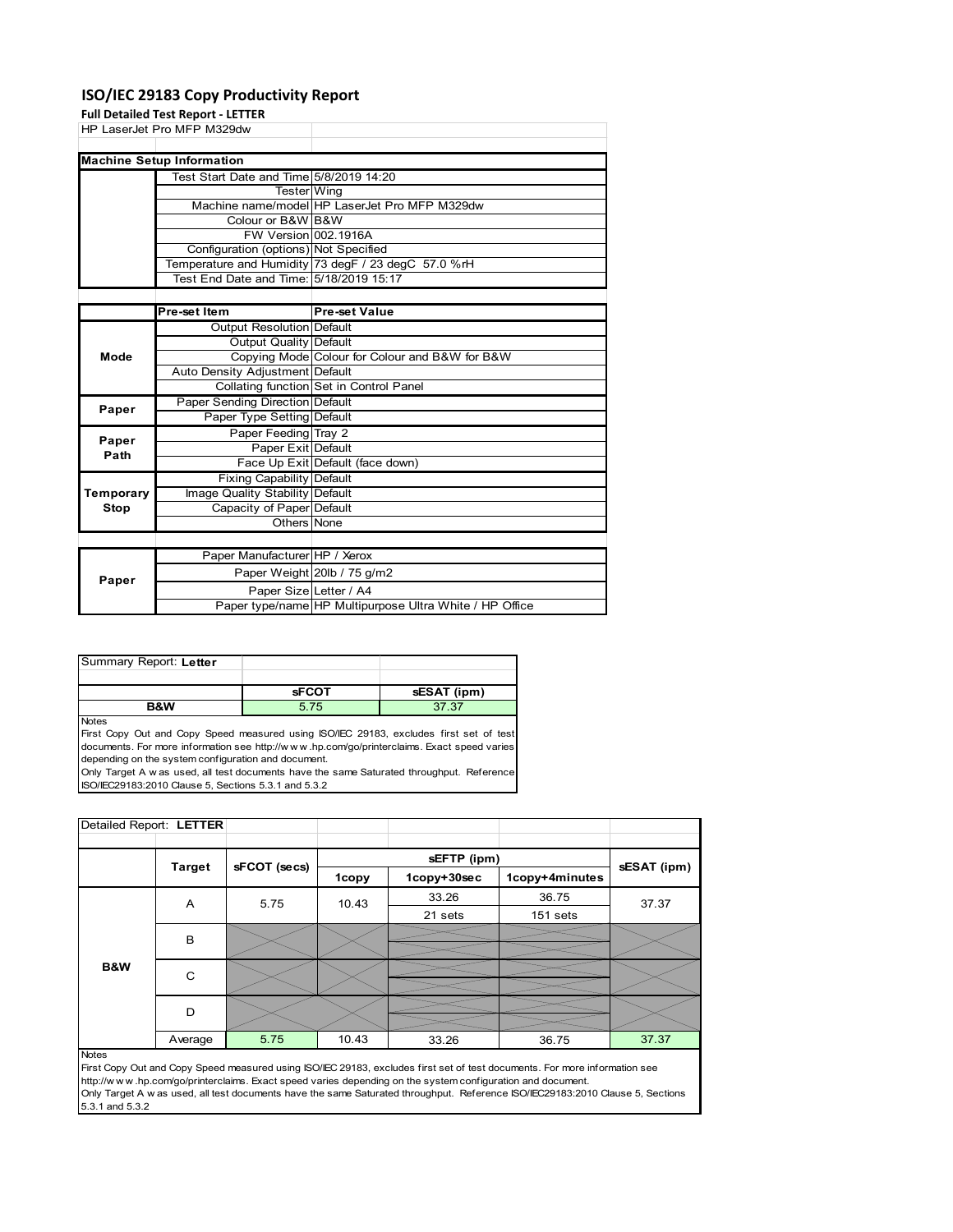# ISO/IEC 29183 Copy Productivity Report

**Full Detailed Test Report - LETTER**

HP LaserJet Pro MFP M329dw

| Machine Setup Information | | |
|---|---|---|
| | Test Start Date and Time | 5/8/2019 14:20 |
| | Tester | Wing |
| | Machine name/model | HP LaserJet Pro MFP M329dw |
| | Colour or B&W | B&W |
| | FW Version | 002.1916A |
| | Configuration (options) | Not Specified |
| | Temperature and Humidity | 73 degF / 23 degC 57.0 %rH |
| | Test End Date and Time: | 5/18/2019 15:17 |

| | Pre-set Item | Pre-set Value |
|---|---|---|
| Mode | Output Resolution | Default |
| | Output Quality | Default |
| | Copying Mode | Colour for Colour and B&W for B&W |
| | Auto Density Adjustment | Default |
| | Collating function | Set in Control Panel |
| Paper | Paper Sending Direction | Default |
| | Paper Type Setting | Default |
| Paper Path | Paper Feeding | Tray 2 |
| | Paper Exit | Default |
| | Face Up Exit | Default (face down) |
| Temporary Stop | Fixing Capability | Default |
| | Image Quality Stability | Default |
| | Capacity of Paper | Default |
| | Others | None |

| | | |
|---|---|---|
| Paper | Paper Manufacturer | HP / Xerox |
| | Paper Weight | 20lb / 75 g/m2 |
| | Paper Size | Letter / A4 |
| | Paper type/name | HP Multipurpose Ultra White / HP Office |

| Summary Report: **Letter** | | |
|---|---|---|
| | **sFCOT** | **sESAT (ipm)** |
| **B&W** | 5.75 | 37.37 |

Notes

First Copy Out and Copy Speed measured using ISO/IEC 29183, excludes first set of test documents. For more information see http://w w w .hp.com/go/printerclaims. Exact speed varies depending on the system configuration and document.

Only Target A w as used, all test documents have the same Saturated throughput. Reference ISO/IEC29183:2010 Clause 5, Sections 5.3.1 and 5.3.2

| Detailed Report: **LETTER** | | | | | | |
|---|---|---|---|---|---|---|
| | **Target** | **sFCOT (secs)** | **sEFTP (ipm)** | | | **sESAT (ipm)** |
| | | | **1copy** | **1copy+30sec** | **1copy+4minutes** | |
| **B&W** | A | 5.75 | 10.43 | 33.26<br>21 sets | 36.75<br>151 sets | 37.37 |
| | B | | | | | |
| | C | | | | | |
| | D | | | | | |
| | Average | 5.75 | 10.43 | 33.26 | 36.75 | 37.37 |

Notes

First Copy Out and Copy Speed measured using ISO/IEC 29183, excludes first set of test documents. For more information see http://w w w .hp.com/go/printerclaims. Exact speed varies depending on the system configuration and document.

Only Target A w as used, all test documents have the same Saturated throughput. Reference ISO/IEC29183:2010 Clause 5, Sections 5.3.1 and 5.3.2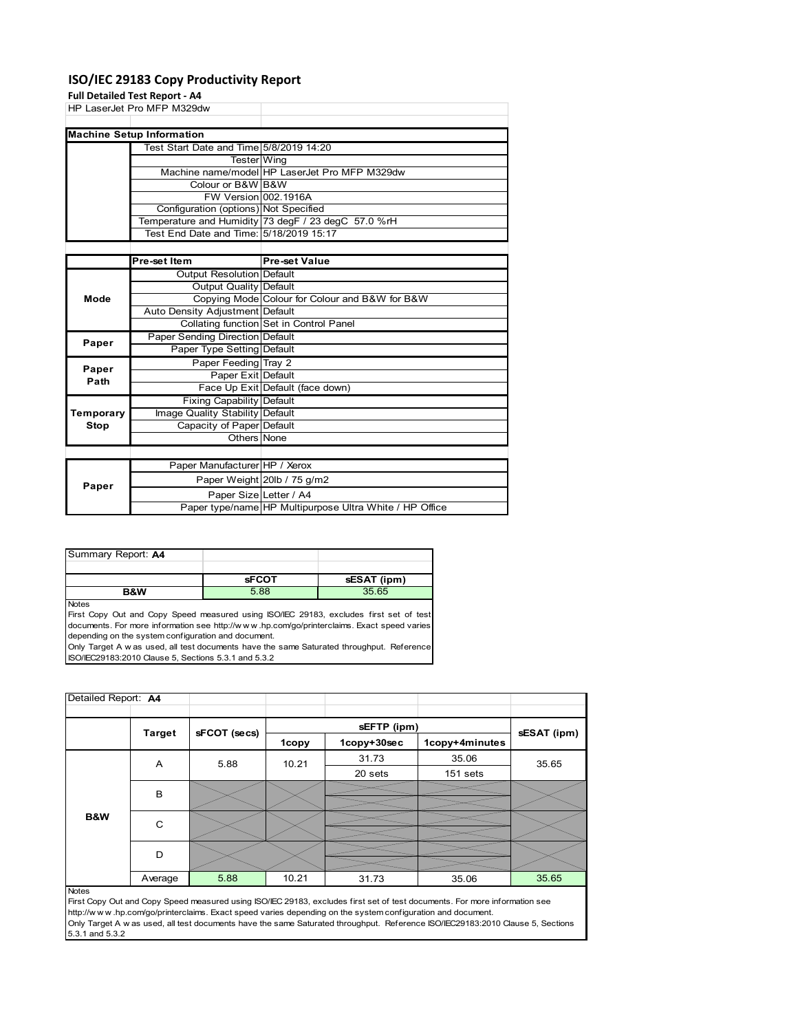# ISO/IEC 29183 Copy Productivity Report

**Full Detailed Test Report - A4**

HP LaserJet Pro MFP M329dw

| Machine Setup Information | | |
|---|---|---|
| | Test Start Date and Time | 5/8/2019 14:20 |
| | Tester | Wing |
| | Machine name/model | HP LaserJet Pro MFP M329dw |
| | Colour or B&W | B&W |
| | FW Version | 002.1916A |
| | Configuration (options) | Not Specified |
| | Temperature and Humidity | 73 degF / 23 degC 57.0 %rH |
| | Test End Date and Time: | 5/18/2019 15:17 |

| | Pre-set Item | Pre-set Value |
|---|---|---|
| Mode | Output Resolution | Default |
| | Output Quality | Default |
| | Copying Mode | Colour for Colour and B&W for B&W |
| | Auto Density Adjustment | Default |
| | Collating function | Set in Control Panel |
| Paper | Paper Sending Direction | Default |
| | Paper Type Setting | Default |
| Paper Path | Paper Feeding | Tray 2 |
| | Paper Exit | Default |
| | Face Up Exit | Default (face down) |
| Temporary Stop | Fixing Capability | Default |
| | Image Quality Stability | Default |
| | Capacity of Paper | Default |
| | Others | None |

| | | |
|---|---|---|
| Paper | Paper Manufacturer | HP / Xerox |
| | Paper Weight | 20lb / 75 g/m2 |
| | Paper Size | Letter / A4 |
| | Paper type/name | HP Multipurpose Ultra White / HP Office |

Summary Report: **A4**

| | sFCOT | sESAT (ipm) |
|---|---|---|
| B&W | 5.88 | 35.65 |

Notes
First Copy Out and Copy Speed measured using ISO/IEC 29183, excludes first set of test documents. For more information see http://www.hp.com/go/printerclaims. Exact speed varies depending on the system configuration and document.
Only Target A was used, all test documents have the same Saturated throughput. Reference ISO/IEC29183:2010 Clause 5, Sections 5.3.1 and 5.3.2

Detailed Report: **A4**

| | Target | sFCOT (secs) | sEFTP (ipm) | | | sESAT (ipm) |
|---|---|---|---|---|---|---|
| | | | 1copy | 1copy+30sec | 1copy+4minutes | |
| B&W | A | 5.88 | 10.21 | 31.73 | 35.06 | 35.65 |
| | | | | 20 sets | 151 sets | |
| | B | | | | | |
| | C | | | | | |
| | D | | | | | |
| | Average | 5.88 | 10.21 | 31.73 | 35.06 | 35.65 |

Notes
First Copy Out and Copy Speed measured using ISO/IEC 29183, excludes first set of test documents. For more information see http://www.hp.com/go/printerclaims. Exact speed varies depending on the system configuration and document.
Only Target A was used, all test documents have the same Saturated throughput. Reference ISO/IEC29183:2010 Clause 5, Sections 5.3.1 and 5.3.2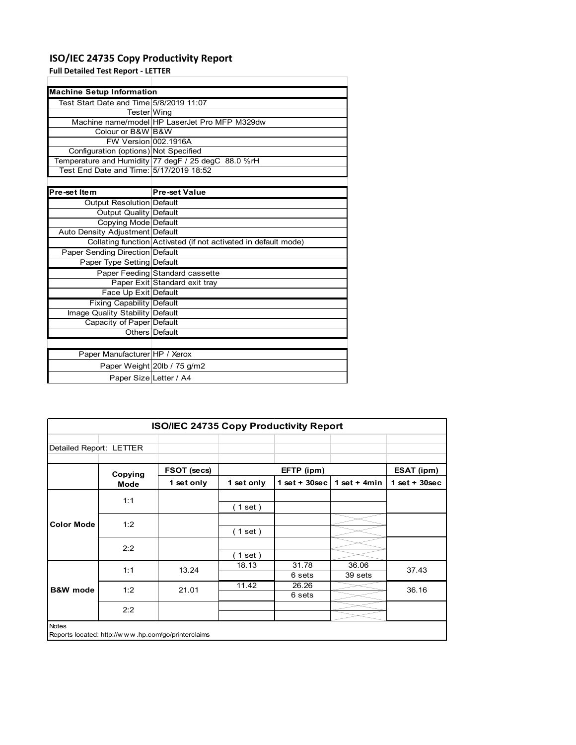# ISO/IEC 24735 Copy Productivity Report

**Full Detailed Test Report - LETTER**

| Machine Setup Information | |
|---|---|
| Test Start Date and Time | 5/8/2019 11:07 |
| Tester | Wing |
| Machine name/model | HP LaserJet Pro MFP M329dw |
| Colour or B&W | B&W |
| FW Version | 002.1916A |
| Configuration (options) | Not Specified |
| Temperature and Humidity | 77 degF / 25 degC 88.0 %rH |
| Test End Date and Time: | 5/17/2019 18:52 |

| Pre-set Item | Pre-set Value |
|---|---|
| Output Resolution | Default |
| Output Quality | Default |
| Copying Mode | Default |
| Auto Density Adjustment | Default |
| Collating function | Activated (if not activated in default mode) |
| Paper Sending Direction | Default |
| Paper Type Setting | Default |
| Paper Feeding | Standard cassette |
| Paper Exit | Standard exit tray |
| Face Up Exit | Default |
| Fixing Capability | Default |
| Image Quality Stability | Default |
| Capacity of Paper | Default |
| Others | Default |

| | |
|---|---|
| Paper Manufacturer | HP / Xerox |
| Paper Weight | 20lb / 75 g/m2 |
| Paper Size | Letter / A4 |

## ISO/IEC 24735 Copy Productivity Report

Detailed Report: LETTER

| | Copying Mode | FSOT (secs) | EFTP (ipm) | | | ESAT (ipm) |
|---|---|---|---|---|---|---|
| | | 1 set only | 1 set only | 1 set + 30sec | 1 set + 4min | 1 set + 30sec |
| Color Mode | 1:1 | | ( 1 set ) | | | |
| | 1:2 | | ( 1 set ) | | | |
| | 2:2 | | ( 1 set ) | | | |
| B&W mode | 1:1 | 13.24 | 18.13 | 31.78<br>6 sets | 36.06<br>39 sets | 37.43 |
| | 1:2 | 21.01 | 11.42 | 26.26<br>6 sets | | 36.16 |
| | 2:2 | | | | | |

Notes

Reports located: http://www.hp.com/go/printerclaims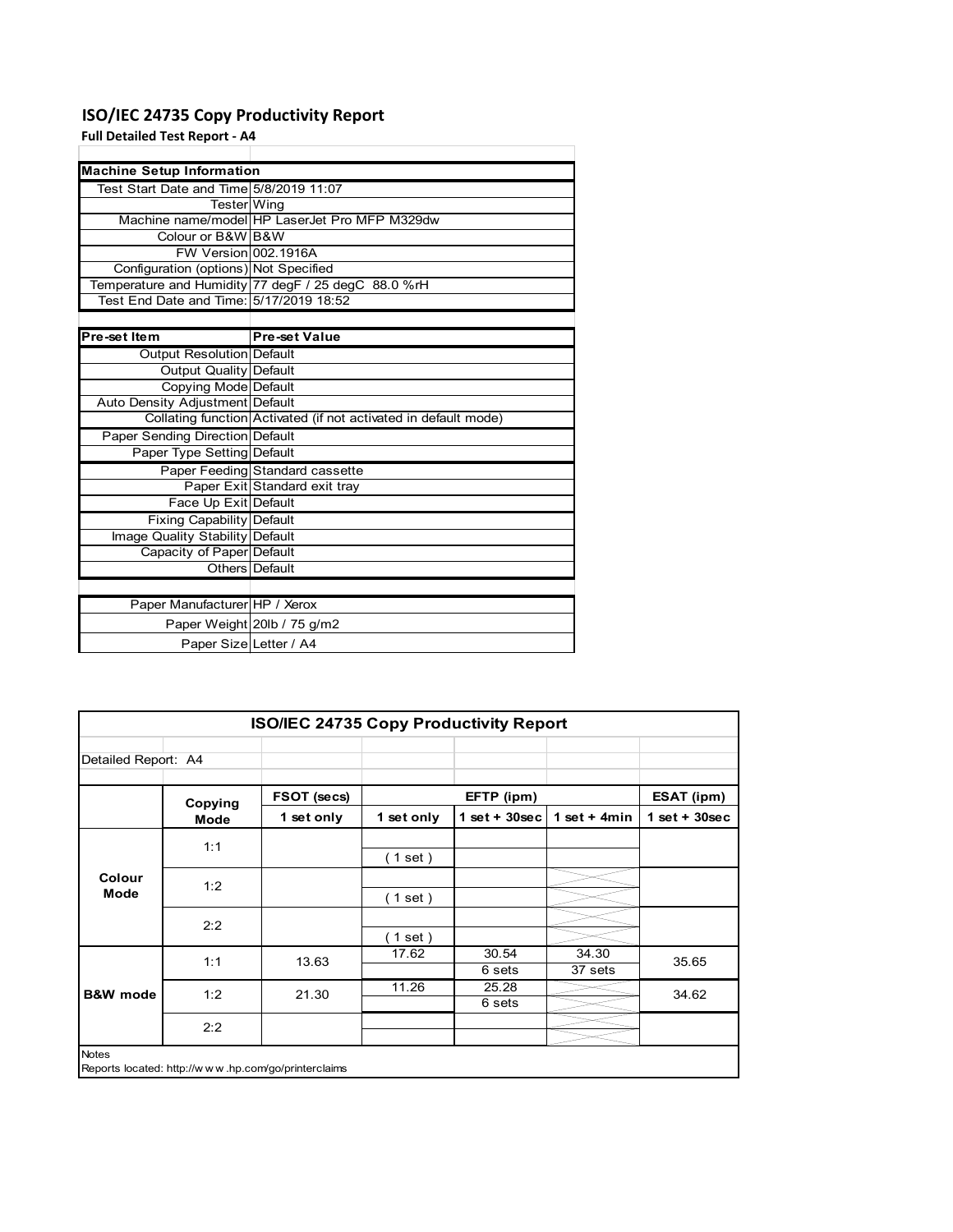# ISO/IEC 24735 Copy Productivity Report

**Full Detailed Test Report - A4**

| Machine Setup Information | |
|---|---|
| Test Start Date and Time | 5/8/2019 11:07 |
| Tester | Wing |
| Machine name/model | HP LaserJet Pro MFP M329dw |
| Colour or B&W | B&W |
| FW Version | 002.1916A |
| Configuration (options) | Not Specified |
| Temperature and Humidity | 77 degF / 25 degC 88.0 %rH |
| Test End Date and Time: | 5/17/2019 18:52 |

| Pre-set Item | Pre-set Value |
|---|---|
| Output Resolution | Default |
| Output Quality | Default |
| Copying Mode | Default |
| Auto Density Adjustment | Default |
| Collating function | Activated (if not activated in default mode) |
| Paper Sending Direction | Default |
| Paper Type Setting | Default |
| Paper Feeding | Standard cassette |
| Paper Exit | Standard exit tray |
| Face Up Exit | Default |
| Fixing Capability | Default |
| Image Quality Stability | Default |
| Capacity of Paper | Default |
| Others | Default |

| | |
|---|---|
| Paper Manufacturer | HP / Xerox |
| Paper Weight | 20lb / 75 g/m2 |
| Paper Size | Letter / A4 |

## ISO/IEC 24735 Copy Productivity Report

Detailed Report: A4

| | Copying Mode | FSOT (secs) | EFTP (ipm) | | | ESAT (ipm) |
|---|---|---|---|---|---|---|
| | | 1 set only | 1 set only | 1 set + 30sec | 1 set + 4min | 1 set + 30sec |
| Colour Mode | 1:1 | | ( 1 set ) | | | |
| | 1:2 | | ( 1 set ) | | | |
| | 2:2 | | ( 1 set ) | | | |
| B&W mode | 1:1 | 13.63 | 17.62 | 30.54<br>6 sets | 34.30<br>37 sets | 35.65 |
| | 1:2 | 21.30 | 11.26 | 25.28<br>6 sets | | 34.62 |
| | 2:2 | | | | | |

Notes

Reports located: http://www.hp.com/go/printerclaims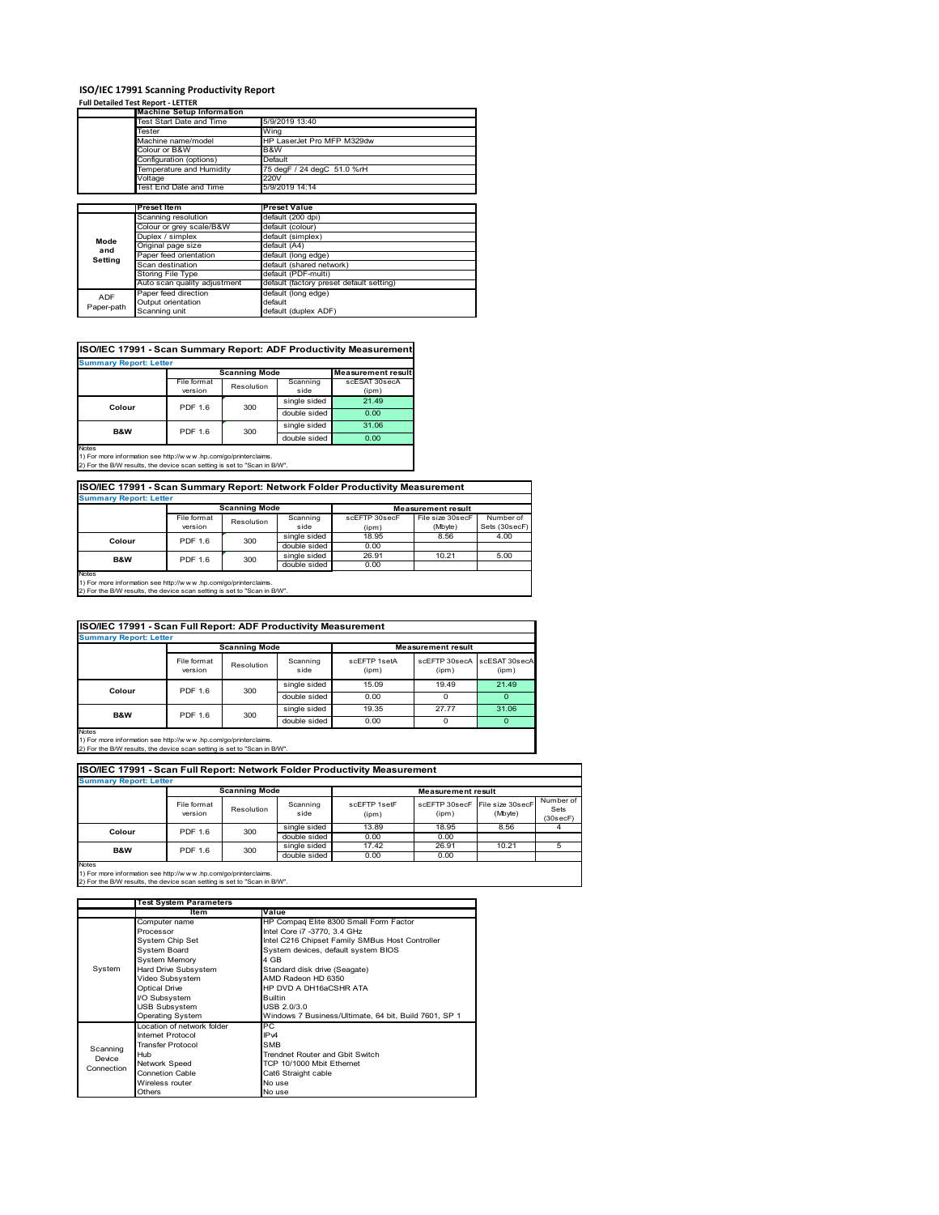# ISO/IEC 17991 Scanning Productivity Report

**Full Detailed Test Report - LETTER**

| | Machine Setup Information | |
|---|---|---|
| | Test Start Date and Time | 5/9/2019 13:40 |
| | Tester | Wing |
| | Machine name/model | HP LaserJet Pro MFP M329dw |
| | Colour or B&W | B&W |
| | Configuration (options) | Default |
| | Temperature and Humidity | 75 degF / 24 degC 51.0 %rH |
| | Voltage | 220V |
| | Test End Date and Time | 5/9/2019 14:14 |

| | Preset Item | Preset Value |
|---|---|---|
| Mode and Setting | Scanning resolution | default (200 dpi) |
| | Colour or grey scale/B&W | default (colour) |
| | Duplex / simplex | default (simplex) |
| | Original page size | default (A4) |
| | Paper feed orientation | default (long edge) |
| | Scan destination | default (shared network) |
| | Storing File Type | default (PDF-multi) |
| | Auto scan quality adjustment | default (factory preset default setting) |
| ADF Paper-path | Paper feed direction | default (long edge) |
| | Output orientation | default |
| | Scanning unit | default (duplex ADF) |

## ISO/IEC 17991 - Scan Summary Report: ADF Productivity Measurement

**Summary Report: Letter**

| | Scanning Mode | | | Measurement result |
|---|---|---|---|---|
| | File format version | Resolution | Scanning side | scESAT 30secA (ipm) |
| Colour | PDF 1.6 | 300 | single sided | 21.49 |
| | | | double sided | 0.00 |
| B&W | PDF 1.6 | 300 | single sided | 31.06 |
| | | | double sided | 0.00 |

Notes
1) For more information see http://www.hp.com/go/printerclaims.
2) For the B/W results, the device scan setting is set to "Scan in B/W".

## ISO/IEC 17991 - Scan Summary Report: Network Folder Productivity Measurement

**Summary Report: Letter**

| | Scanning Mode | | | Measurement result | | |
|---|---|---|---|---|---|---|
| | File format version | Resolution | Scanning side | scEFTP 30secF (ipm) | File size 30secF (Mbyte) | Number of Sets (30secF) |
| Colour | PDF 1.6 | 300 | single sided | 18.95 | 8.56 | 4.00 |
| | | | double sided | 0.00 | | |
| B&W | PDF 1.6 | 300 | single sided | 26.91 | 10.21 | 5.00 |
| | | | double sided | 0.00 | | |

Notes
1) For more information see http://www.hp.com/go/printerclaims.
2) For the B/W results, the device scan setting is set to "Scan in B/W".

## ISO/IEC 17991 - Scan Full Report: ADF Productivity Measurement

**Summary Report: Letter**

| | Scanning Mode | | | Measurement result | | |
|---|---|---|---|---|---|---|
| | File format version | Resolution | Scanning side | scEFTP 1setA (ipm) | scEFTP 30secA (ipm) | scESAT 30secA (ipm) |
| Colour | PDF 1.6 | 300 | single sided | 15.09 | 19.49 | 21.49 |
| | | | double sided | 0.00 | 0 | 0 |
| B&W | PDF 1.6 | 300 | single sided | 19.35 | 27.77 | 31.06 |
| | | | double sided | 0.00 | 0 | 0 |

Notes
1) For more information see http://www.hp.com/go/printerclaims.
2) For the B/W results, the device scan setting is set to "Scan in B/W".

## ISO/IEC 17991 - Scan Full Report: Network Folder Productivity Measurement

**Summary Report: Letter**

| | Scanning Mode | | | Measurement result | | | |
|---|---|---|---|---|---|---|---|
| | File format version | Resolution | Scanning side | scEFTP 1setF (ipm) | scEFTP 30secF (ipm) | File size 30secF (Mbyte) | Number of Sets (30secF) |
| Colour | PDF 1.6 | 300 | single sided | 13.89 | 18.95 | 8.56 | 4 |
| | | | double sided | 0.00 | 0.00 | | |
| B&W | PDF 1.6 | 300 | single sided | 17.42 | 26.91 | 10.21 | 5 |
| | | | double sided | 0.00 | 0.00 | | |

Notes
1) For more information see http://www.hp.com/go/printerclaims.
2) For the B/W results, the device scan setting is set to "Scan in B/W".

| | Test System Parameters | |
|---|---|---|
| | Item | Value |
| System | Computer name | HP Compaq Elite 8300 Small Form Factor |
| | Processor | Intel Core i7 -3770, 3.4 GHz |
| | System Chip Set | Intel C216 Chipset Family SMBus Host Controller |
| | System Board | System devices, default system BIOS |
| | System Memory | 4 GB |
| | Hard Drive Subsystem | Standard disk drive (Seagate) |
| | Video Subsystem | AMD Radeon HD 6350 |
| | Optical Drive | HP DVD A DH16aCSHR ATA |
| | I/O Subsystem | Builtin |
| | USB Subsystem | USB 2.0/3.0 |
| | Operating System | Windows 7 Business/Ultimate, 64 bit, Build 7601, SP 1 |
| Scanning Device Connection | Location of network folder | PC |
| | Internet Protocol | IPv4 |
| | Transfer Protocol | SMB |
| | Hub | Trendnet Router and Gbit Switch |
| | Network Speed | TCP 10/1000 Mbit Ethernet |
| | Connetion Cable | Cat6 Straight cable |
| | Wireless router | No use |
| | Others | No use |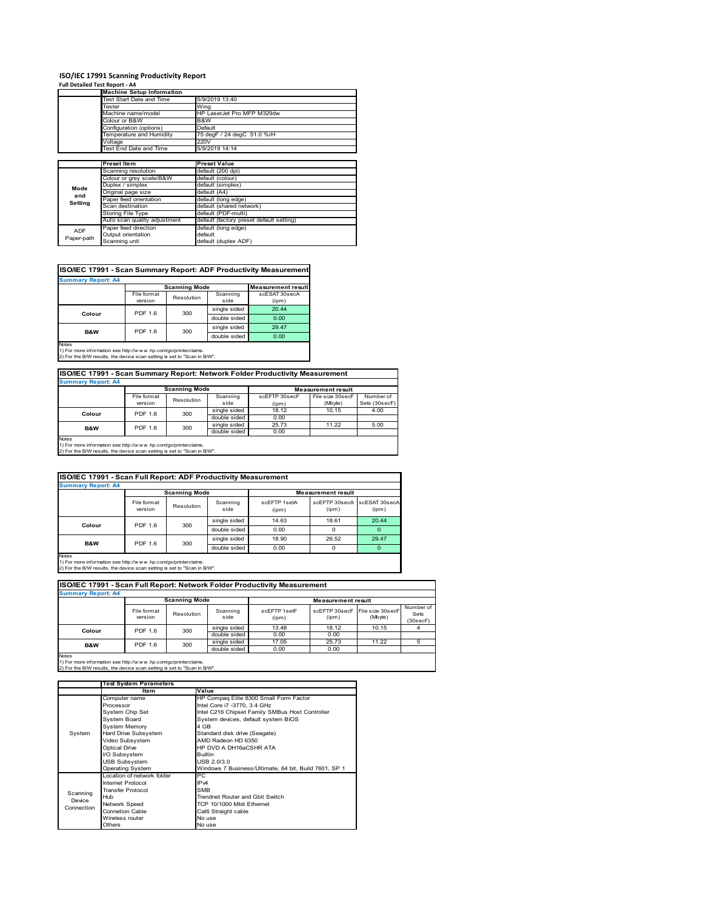# ISO/IEC 17991 Scanning Productivity Report

**Full Detailed Test Report - A4**

| | Machine Setup Information | |
|---|---|---|
| | Test Start Date and Time | 5/9/2019 13:40 |
| | Tester | Wing |
| | Machine name/model | HP LaserJet Pro MFP M329dw |
| | Colour or B&W | B&W |
| | Configuration (options) | Default |
| | Temperature and Humidity | 75 degF / 24 degC 51.0 %rH |
| | Voltage | 220V |
| | Test End Date and Time | 5/9/2019 14:14 |

| | Preset Item | Preset Value |
|---|---|---|
| Mode and Setting | Scanning resolution | default (200 dpi) |
| | Colour or grey scale/B&W | default (colour) |
| | Duplex / simplex | default (simplex) |
| | Original page size | default (A4) |
| | Paper feed orientation | default (long edge) |
| | Scan destination | default (shared network) |
| | Storing File Type | default (PDF-multi) |
| | Auto scan quality adjustment | default (factory preset default setting) |
| ADF Paper-path | Paper feed direction | default (long edge) |
| | Output orientation | default |
| | Scanning unit | default (duplex ADF) |

## ISO/IEC 17991 - Scan Summary Report: ADF Productivity Measurement

**Summary Report: A4**

| | Scanning Mode | | | Measurement result |
|---|---|---|---|---|
| | File format version | Resolution | Scanning side | scESAT 30secA (ipm) |
| Colour | PDF 1.6 | 300 | single sided | 20.44 |
| | | | double sided | 0.00 |
| B&W | PDF 1.6 | 300 | single sided | 29.47 |
| | | | double sided | 0.00 |

Notes
1) For more information see http://www.hp.com/go/printerclaims.
2) For the B/W results, the device scan setting is set to "Scan in B/W".

## ISO/IEC 17991 - Scan Summary Report: Network Folder Productivity Measurement

**Summary Report: A4**

| | Scanning Mode | | | Measurement result | | |
|---|---|---|---|---|---|---|
| | File format version | Resolution | Scanning side | scEFTP 30secF (ipm) | File size 30secF (Mbyte) | Number of Sets (30secF) |
| Colour | PDF 1.6 | 300 | single sided | 18.12 | 10.15 | 4.00 |
| | | | double sided | 0.00 | | |
| B&W | PDF 1.6 | 300 | single sided | 25.73 | 11.22 | 5.00 |
| | | | double sided | 0.00 | | |

Notes
1) For more information see http://www.hp.com/go/printerclaims.
2) For the B/W results, the device scan setting is set to "Scan in B/W".

## ISO/IEC 17991 - Scan Full Report: ADF Productivity Measurement

**Summary Report: A4**

| | Scanning Mode | | | Measurement result | | |
|---|---|---|---|---|---|---|
| | File format version | Resolution | Scanning side | scEFTP 1setA (ipm) | scEFTP 30secA (ipm) | scESAT 30secA (ipm) |
| Colour | PDF 1.6 | 300 | single sided | 14.63 | 18.61 | 20.44 |
| | | | double sided | 0.00 | 0 | 0 |
| B&W | PDF 1.6 | 300 | single sided | 18.90 | 26.52 | 29.47 |
| | | | double sided | 0.00 | 0 | 0 |

Notes
1) For more information see http://www.hp.com/go/printerclaims.
2) For the B/W results, the device scan setting is set to "Scan in B/W".

## ISO/IEC 17991 - Scan Full Report: Network Folder Productivity Measurement

**Summary Report: A4**

| | Scanning Mode | | | Measurement result | | | |
|---|---|---|---|---|---|---|---|
| | File format version | Resolution | Scanning side | scEFTP 1setF (ipm) | scEFTP 30secF (ipm) | File size 30secF (Mbyte) | Number of Sets (30secF) |
| Colour | PDF 1.6 | 300 | single sided | 13.48 | 18.12 | 10.15 | 4 |
| | | | double sided | 0.00 | 0.00 | | |
| B&W | PDF 1.6 | 300 | single sided | 17.05 | 25.73 | 11.22 | 5 |
| | | | double sided | 0.00 | 0.00 | | |

Notes
1) For more information see http://www.hp.com/go/printerclaims.
2) For the B/W results, the device scan setting is set to "Scan in B/W".

| | Test System Parameters | |
|---|---|---|
| | Item | Value |
| System | Computer name | HP Compaq Elite 8300 Small Form Factor |
| | Processor | Intel Core i7 -3770, 3.4 GHz |
| | System Chip Set | Intel C216 Chipset Family SMBus Host Controller |
| | System Board | System devices, default system BIOS |
| | System Memory | 4 GB |
| | Hard Drive Subsystem | Standard disk drive (Seagate) |
| | Video Subsystem | AMD Radeon HD 6350 |
| | Optical Drive | HP DVD A DH16aCSHR ATA |
| | I/O Subsystem | Builtin |
| | USB Subsystem | USB 2.0/3.0 |
| | Operating System | Windows 7 Business/Ultimate, 64 bit, Build 7601, SP 1 |
| Scanning Device Connection | Location of network folder | PC |
| | Internet Protocol | IPv4 |
| | Transfer Protocol | SMB |
| | Hub | Trendnet Router and Gbit Switch |
| | Network Speed | TCP 10/1000 Mbit Ethernet |
| | Connetion Cable | Cat6 Straight cable |
| | Wireless router | No use |
| | Others | No use |